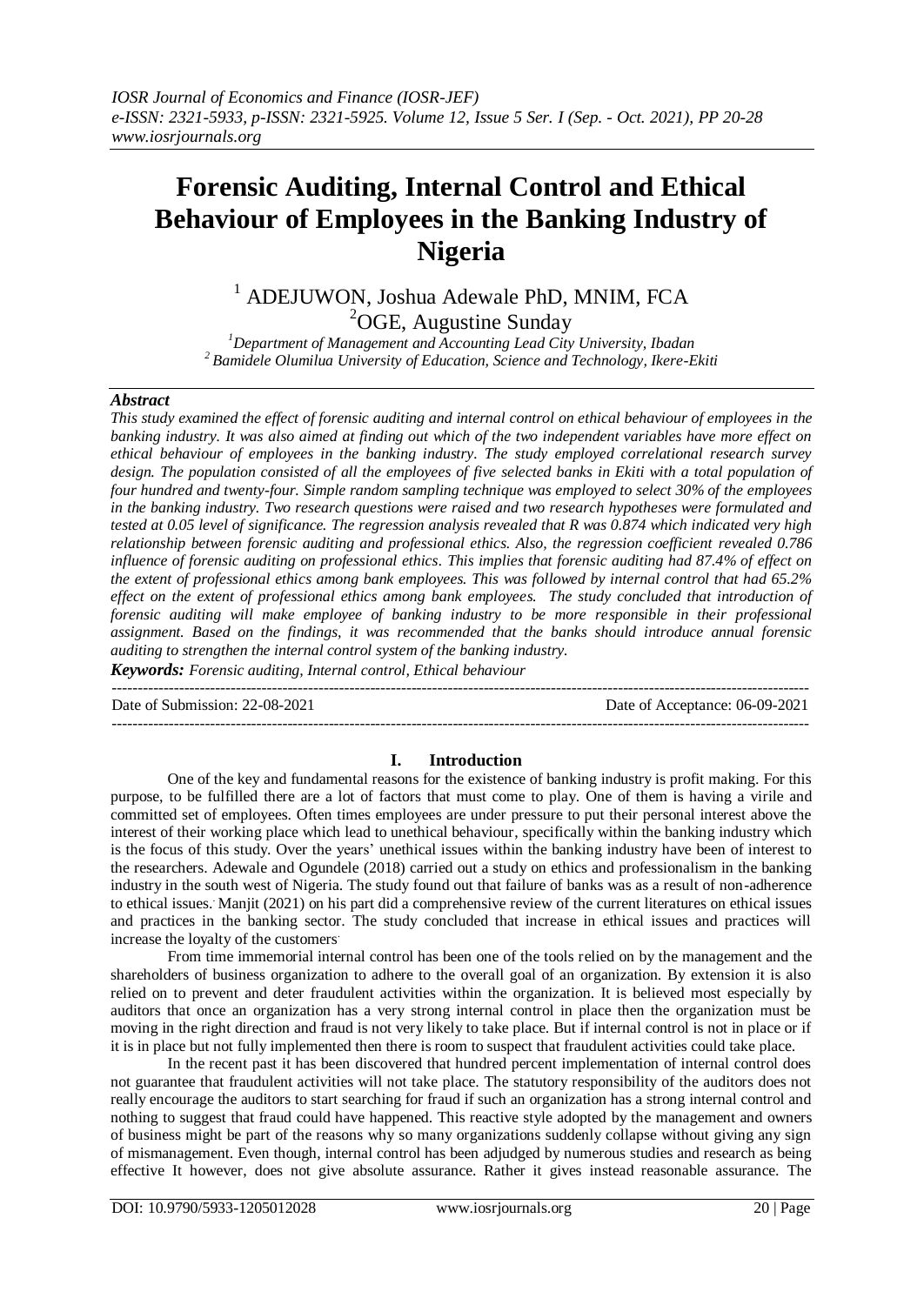# Forensic Auditing, Internal Control and Ethical Behaviour of Employees in the Banking Industry of Nigeria

[1] ADEJUWON, Joshua Adewale PhD, MNIM, FCA
[2] OGE, Augustine Sunday

[1] *Department of Management and Accounting Lead City University, Ibadan*
[2] *Bamidele Olumilua University of Education, Science and Technology, Ikere-Ekiti*

## *Abstract*

*This study examined the effect of forensic auditing and internal control on ethical behaviour of employees in the banking industry. It was also aimed at finding out which of the two independent variables have more effect on ethical behaviour of employees in the banking industry. The study employed correlational research survey design. The population consisted of all the employees of five selected banks in Ekiti with a total population of four hundred and twenty-four. Simple random sampling technique was employed to select 30% of the employees in the banking industry. Two research questions were raised and two research hypotheses were formulated and tested at 0.05 level of significance. The regression analysis revealed that R was 0.874 which indicated very high relationship between forensic auditing and professional ethics. Also, the regression coefficient revealed 0.786 influence of forensic auditing on professional ethics. This implies that forensic auditing had 87.4% of effect on the extent of professional ethics among bank employees. This was followed by internal control that had 65.2% effect on the extent of professional ethics among bank employees. The study concluded that introduction of forensic auditing will make employee of banking industry to be more responsible in their professional assignment. Based on the findings, it was recommended that the banks should introduce annual forensic auditing to strengthen the internal control system of the banking industry.*

***Keywords:*** *Forensic auditing, Internal control, Ethical behaviour*

---

Date of Submission: 22-08-2021 | Date of Acceptance: 06-09-2021

---

## I. Introduction

One of the key and fundamental reasons for the existence of banking industry is profit making. For this purpose, to be fulfilled there are a lot of factors that must come to play. One of them is having a virile and committed set of employees. Often times employees are under pressure to put their personal interest above the interest of their working place which lead to unethical behaviour, specifically within the banking industry which is the focus of this study. Over the years' unethical issues within the banking industry have been of interest to the researchers. Adewale and Ogundele (2018) carried out a study on ethics and professionalism in the banking industry in the south west of Nigeria. The study found out that failure of banks was as a result of non-adherence to ethical issues. Manjit (2021) on his part did a comprehensive review of the current literatures on ethical issues and practices in the banking sector. The study concluded that increase in ethical issues and practices will increase the loyalty of the customers.

From time immemorial internal control has been one of the tools relied on by the management and the shareholders of business organization to adhere to the overall goal of an organization. By extension it is also relied on to prevent and deter fraudulent activities within the organization. It is believed most especially by auditors that once an organization has a very strong internal control in place then the organization must be moving in the right direction and fraud is not very likely to take place. But if internal control is not in place or if it is in place but not fully implemented then there is room to suspect that fraudulent activities could take place.

In the recent past it has been discovered that hundred percent implementation of internal control does not guarantee that fraudulent activities will not take place. The statutory responsibility of the auditors does not really encourage the auditors to start searching for fraud if such an organization has a strong internal control and nothing to suggest that fraud could have happened. This reactive style adopted by the management and owners of business might be part of the reasons why so many organizations suddenly collapse without giving any sign of mismanagement. Even though, internal control has been adjudged by numerous studies and research as being effective It however, does not give absolute assurance. Rather it gives instead reasonable assurance. The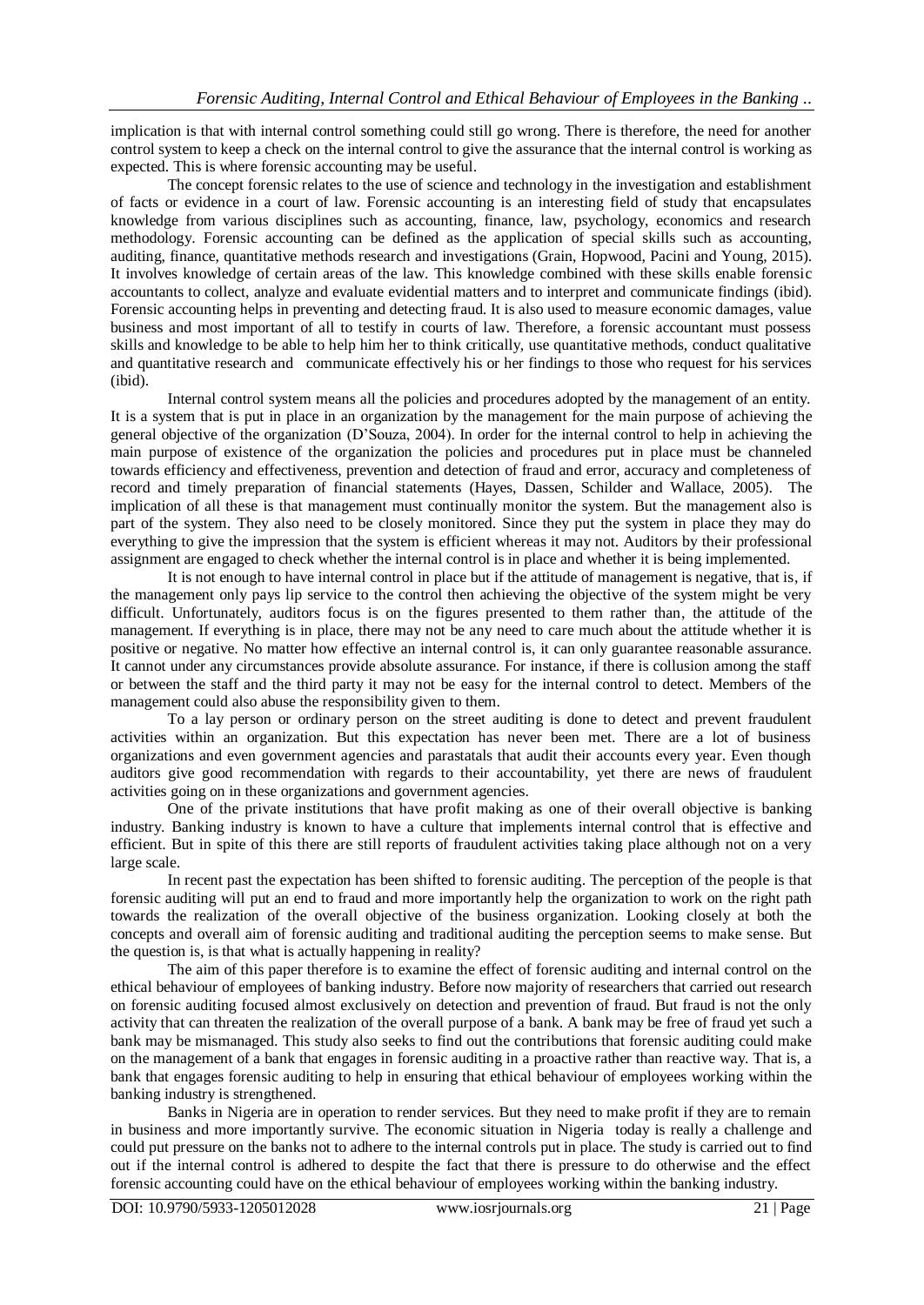implication is that with internal control something could still go wrong. There is therefore, the need for another control system to keep a check on the internal control to give the assurance that the internal control is working as expected. This is where forensic accounting may be useful.

The concept forensic relates to the use of science and technology in the investigation and establishment of facts or evidence in a court of law. Forensic accounting is an interesting field of study that encapsulates knowledge from various disciplines such as accounting, finance, law, psychology, economics and research methodology. Forensic accounting can be defined as the application of special skills such as accounting, auditing, finance, quantitative methods research and investigations (Grain, Hopwood, Pacini and Young, 2015). It involves knowledge of certain areas of the law. This knowledge combined with these skills enable forensic accountants to collect, analyze and evaluate evidential matters and to interpret and communicate findings (ibid). Forensic accounting helps in preventing and detecting fraud. It is also used to measure economic damages, value business and most important of all to testify in courts of law. Therefore, a forensic accountant must possess skills and knowledge to be able to help him her to think critically, use quantitative methods, conduct qualitative and quantitative research and communicate effectively his or her findings to those who request for his services (ibid).

Internal control system means all the policies and procedures adopted by the management of an entity. It is a system that is put in place in an organization by the management for the main purpose of achieving the general objective of the organization (D'Souza, 2004). In order for the internal control to help in achieving the main purpose of existence of the organization the policies and procedures put in place must be channeled towards efficiency and effectiveness, prevention and detection of fraud and error, accuracy and completeness of record and timely preparation of financial statements (Hayes, Dassen, Schilder and Wallace, 2005). The implication of all these is that management must continually monitor the system. But the management also is part of the system. They also need to be closely monitored. Since they put the system in place they may do everything to give the impression that the system is efficient whereas it may not. Auditors by their professional assignment are engaged to check whether the internal control is in place and whether it is being implemented.

It is not enough to have internal control in place but if the attitude of management is negative, that is, if the management only pays lip service to the control then achieving the objective of the system might be very difficult. Unfortunately, auditors focus is on the figures presented to them rather than, the attitude of the management. If everything is in place, there may not be any need to care much about the attitude whether it is positive or negative. No matter how effective an internal control is, it can only guarantee reasonable assurance. It cannot under any circumstances provide absolute assurance. For instance, if there is collusion among the staff or between the staff and the third party it may not be easy for the internal control to detect. Members of the management could also abuse the responsibility given to them.

To a lay person or ordinary person on the street auditing is done to detect and prevent fraudulent activities within an organization. But this expectation has never been met. There are a lot of business organizations and even government agencies and parastatals that audit their accounts every year. Even though auditors give good recommendation with regards to their accountability, yet there are news of fraudulent activities going on in these organizations and government agencies.

One of the private institutions that have profit making as one of their overall objective is banking industry. Banking industry is known to have a culture that implements internal control that is effective and efficient. But in spite of this there are still reports of fraudulent activities taking place although not on a very large scale.

In recent past the expectation has been shifted to forensic auditing. The perception of the people is that forensic auditing will put an end to fraud and more importantly help the organization to work on the right path towards the realization of the overall objective of the business organization. Looking closely at both the concepts and overall aim of forensic auditing and traditional auditing the perception seems to make sense. But the question is, is that what is actually happening in reality?

The aim of this paper therefore is to examine the effect of forensic auditing and internal control on the ethical behaviour of employees of banking industry. Before now majority of researchers that carried out research on forensic auditing focused almost exclusively on detection and prevention of fraud. But fraud is not the only activity that can threaten the realization of the overall purpose of a bank. A bank may be free of fraud yet such a bank may be mismanaged. This study also seeks to find out the contributions that forensic auditing could make on the management of a bank that engages in forensic auditing in a proactive rather than reactive way. That is, a bank that engages forensic auditing to help in ensuring that ethical behaviour of employees working within the banking industry is strengthened.

Banks in Nigeria are in operation to render services. But they need to make profit if they are to remain in business and more importantly survive. The economic situation in Nigeria today is really a challenge and could put pressure on the banks not to adhere to the internal controls put in place. The study is carried out to find out if the internal control is adhered to despite the fact that there is pressure to do otherwise and the effect forensic accounting could have on the ethical behaviour of employees working within the banking industry.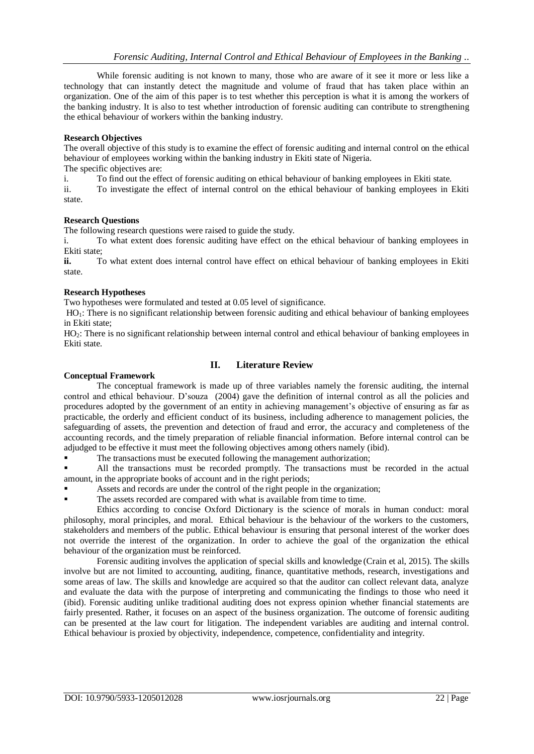While forensic auditing is not known to many, those who are aware of it see it more or less like a technology that can instantly detect the magnitude and volume of fraud that has taken place within an organization. One of the aim of this paper is to test whether this perception is what it is among the workers of the banking industry. It is also to test whether introduction of forensic auditing can contribute to strengthening the ethical behaviour of workers within the banking industry.

**Research Objectives**

The overall objective of this study is to examine the effect of forensic auditing and internal control on the ethical behaviour of employees working within the banking industry in Ekiti state of Nigeria.

The specific objectives are:

i. To find out the effect of forensic auditing on ethical behaviour of banking employees in Ekiti state.

ii. To investigate the effect of internal control on the ethical behaviour of banking employees in Ekiti state.

**Research Questions**

The following research questions were raised to guide the study.

i. To what extent does forensic auditing have effect on the ethical behaviour of banking employees in Ekiti state;

**ii.** To what extent does internal control have effect on ethical behaviour of banking employees in Ekiti state.

**Research Hypotheses**

Two hypotheses were formulated and tested at 0.05 level of significance.

$HO_1$: There is no significant relationship between forensic auditing and ethical behaviour of banking employees in Ekiti state;

$HO_2$: There is no significant relationship between internal control and ethical behaviour of banking employees in Ekiti state.

## II. Literature Review

**Conceptual Framework**

The conceptual framework is made up of three variables namely the forensic auditing, the internal control and ethical behaviour. D'souza (2004) gave the definition of internal control as all the policies and procedures adopted by the government of an entity in achieving management's objective of ensuring as far as practicable, the orderly and efficient conduct of its business, including adherence to management policies, the safeguarding of assets, the prevention and detection of fraud and error, the accuracy and completeness of the accounting records, and the timely preparation of reliable financial information. Before internal control can be adjudged to be effective it must meet the following objectives among others namely (ibid).

- The transactions must be executed following the management authorization;
- All the transactions must be recorded promptly. The transactions must be recorded in the actual amount, in the appropriate books of account and in the right periods;
- Assets and records are under the control of the right people in the organization;
- The assets recorded are compared with what is available from time to time.

Ethics according to concise Oxford Dictionary is the science of morals in human conduct: moral philosophy, moral principles, and moral. Ethical behaviour is the behaviour of the workers to the customers, stakeholders and members of the public. Ethical behaviour is ensuring that personal interest of the worker does not override the interest of the organization. In order to achieve the goal of the organization the ethical behaviour of the organization must be reinforced.

Forensic auditing involves the application of special skills and knowledge (Crain et al, 2015). The skills involve but are not limited to accounting, auditing, finance, quantitative methods, research, investigations and some areas of law. The skills and knowledge are acquired so that the auditor can collect relevant data, analyze and evaluate the data with the purpose of interpreting and communicating the findings to those who need it (ibid). Forensic auditing unlike traditional auditing does not express opinion whether financial statements are fairly presented. Rather, it focuses on an aspect of the business organization. The outcome of forensic auditing can be presented at the law court for litigation. The independent variables are auditing and internal control. Ethical behaviour is proxied by objectivity, independence, competence, confidentiality and integrity.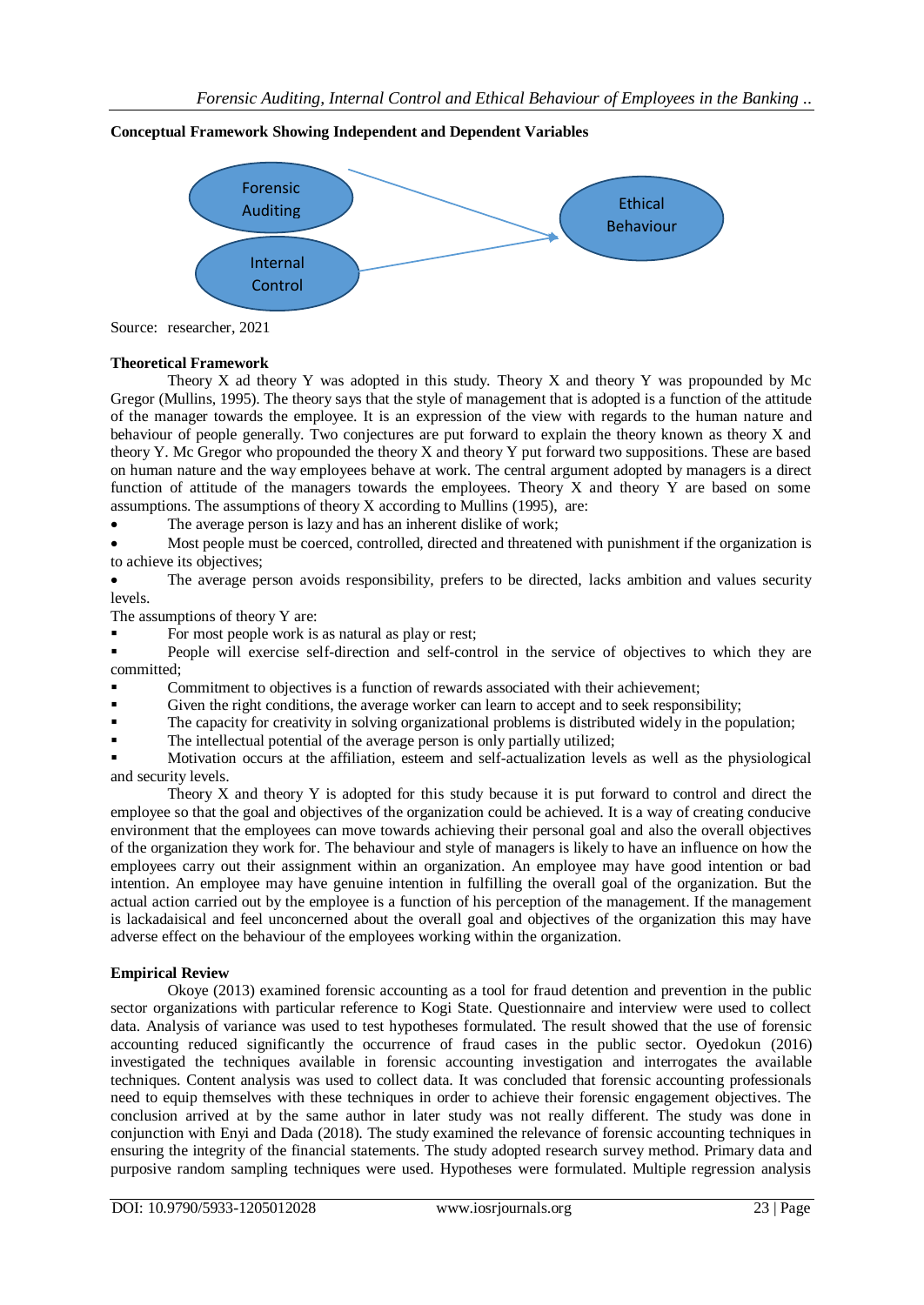**Conceptual Framework Showing Independent and Dependent Variables**

Forensic Auditing → Ethical Behaviour

Internal Control → Ethical Behaviour

Source: researcher, 2021

**Theoretical Framework**

Theory X ad theory Y was adopted in this study. Theory X and theory Y was propounded by Mc Gregor (Mullins, 1995). The theory says that the style of management that is adopted is a function of the attitude of the manager towards the employee. It is an expression of the view with regards to the human nature and behaviour of people generally. Two conjectures are put forward to explain the theory known as theory X and theory Y. Mc Gregor who propounded the theory X and theory Y put forward two suppositions. These are based on human nature and the way employees behave at work. The central argument adopted by managers is a direct function of attitude of the managers towards the employees. Theory X and theory Y are based on some assumptions. The assumptions of theory X according to Mullins (1995), are:

- The average person is lazy and has an inherent dislike of work;
- Most people must be coerced, controlled, directed and threatened with punishment if the organization is to achieve its objectives;
- The average person avoids responsibility, prefers to be directed, lacks ambition and values security levels.

The assumptions of theory Y are:

- For most people work is as natural as play or rest;
- People will exercise self-direction and self-control in the service of objectives to which they are committed;
- Commitment to objectives is a function of rewards associated with their achievement;
- Given the right conditions, the average worker can learn to accept and to seek responsibility;
- The capacity for creativity in solving organizational problems is distributed widely in the population;
- The intellectual potential of the average person is only partially utilized;
- Motivation occurs at the affiliation, esteem and self-actualization levels as well as the physiological and security levels.

Theory X and theory Y is adopted for this study because it is put forward to control and direct the employee so that the goal and objectives of the organization could be achieved. It is a way of creating conducive environment that the employees can move towards achieving their personal goal and also the overall objectives of the organization they work for. The behaviour and style of managers is likely to have an influence on how the employees carry out their assignment within an organization. An employee may have good intention or bad intention. An employee may have genuine intention in fulfilling the overall goal of the organization. But the actual action carried out by the employee is a function of his perception of the management. If the management is lackadaisical and feel unconcerned about the overall goal and objectives of the organization this may have adverse effect on the behaviour of the employees working within the organization.

**Empirical Review**

Okoye (2013) examined forensic accounting as a tool for fraud detention and prevention in the public sector organizations with particular reference to Kogi State. Questionnaire and interview were used to collect data. Analysis of variance was used to test hypotheses formulated. The result showed that the use of forensic accounting reduced significantly the occurrence of fraud cases in the public sector. Oyedokun (2016) investigated the techniques available in forensic accounting investigation and interrogates the available techniques. Content analysis was used to collect data. It was concluded that forensic accounting professionals need to equip themselves with these techniques in order to achieve their forensic engagement objectives. The conclusion arrived at by the same author in later study was not really different. The study was done in conjunction with Enyi and Dada (2018). The study examined the relevance of forensic accounting techniques in ensuring the integrity of the financial statements. The study adopted research survey method. Primary data and purposive random sampling techniques were used. Hypotheses were formulated. Multiple regression analysis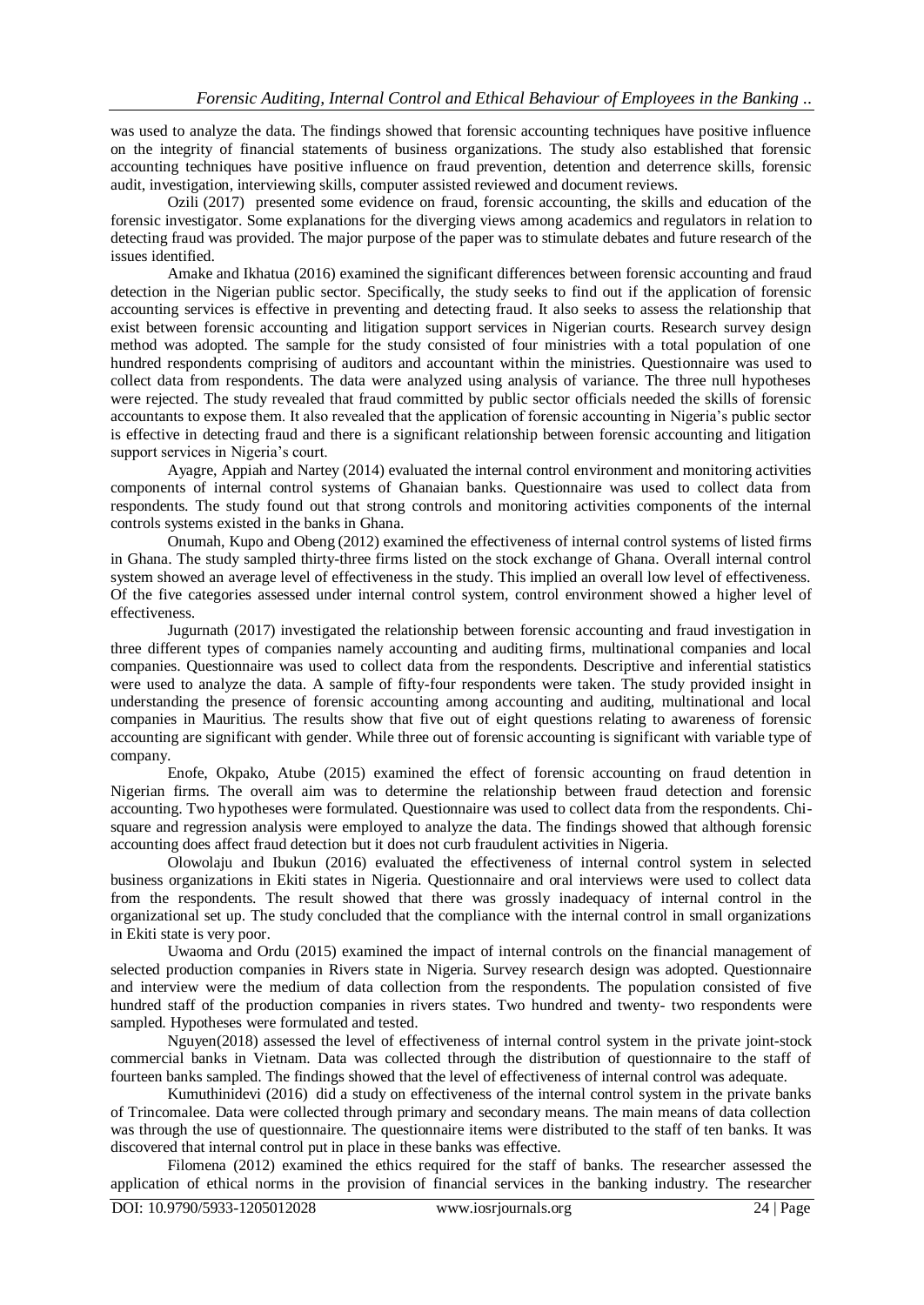was used to analyze the data. The findings showed that forensic accounting techniques have positive influence on the integrity of financial statements of business organizations. The study also established that forensic accounting techniques have positive influence on fraud prevention, detention and deterrence skills, forensic audit, investigation, interviewing skills, computer assisted reviewed and document reviews.

Ozili (2017) presented some evidence on fraud, forensic accounting, the skills and education of the forensic investigator. Some explanations for the diverging views among academics and regulators in relation to detecting fraud was provided. The major purpose of the paper was to stimulate debates and future research of the issues identified.

Amake and Ikhatua (2016) examined the significant differences between forensic accounting and fraud detection in the Nigerian public sector. Specifically, the study seeks to find out if the application of forensic accounting services is effective in preventing and detecting fraud. It also seeks to assess the relationship that exist between forensic accounting and litigation support services in Nigerian courts. Research survey design method was adopted. The sample for the study consisted of four ministries with a total population of one hundred respondents comprising of auditors and accountant within the ministries. Questionnaire was used to collect data from respondents. The data were analyzed using analysis of variance. The three null hypotheses were rejected. The study revealed that fraud committed by public sector officials needed the skills of forensic accountants to expose them. It also revealed that the application of forensic accounting in Nigeria's public sector is effective in detecting fraud and there is a significant relationship between forensic accounting and litigation support services in Nigeria's court.

Ayagre, Appiah and Nartey (2014) evaluated the internal control environment and monitoring activities components of internal control systems of Ghanaian banks. Questionnaire was used to collect data from respondents. The study found out that strong controls and monitoring activities components of the internal controls systems existed in the banks in Ghana.

Onumah, Kupo and Obeng (2012) examined the effectiveness of internal control systems of listed firms in Ghana. The study sampled thirty-three firms listed on the stock exchange of Ghana. Overall internal control system showed an average level of effectiveness in the study. This implied an overall low level of effectiveness. Of the five categories assessed under internal control system, control environment showed a higher level of effectiveness.

Jugurnath (2017) investigated the relationship between forensic accounting and fraud investigation in three different types of companies namely accounting and auditing firms, multinational companies and local companies. Questionnaire was used to collect data from the respondents. Descriptive and inferential statistics were used to analyze the data. A sample of fifty-four respondents were taken. The study provided insight in understanding the presence of forensic accounting among accounting and auditing, multinational and local companies in Mauritius. The results show that five out of eight questions relating to awareness of forensic accounting are significant with gender. While three out of forensic accounting is significant with variable type of company.

Enofe, Okpako, Atube (2015) examined the effect of forensic accounting on fraud detention in Nigerian firms. The overall aim was to determine the relationship between fraud detection and forensic accounting. Two hypotheses were formulated. Questionnaire was used to collect data from the respondents. Chi-square and regression analysis were employed to analyze the data. The findings showed that although forensic accounting does affect fraud detection but it does not curb fraudulent activities in Nigeria.

Olowolaju and Ibukun (2016) evaluated the effectiveness of internal control system in selected business organizations in Ekiti states in Nigeria. Questionnaire and oral interviews were used to collect data from the respondents. The result showed that there was grossly inadequacy of internal control in the organizational set up. The study concluded that the compliance with the internal control in small organizations in Ekiti state is very poor.

Uwaoma and Ordu (2015) examined the impact of internal controls on the financial management of selected production companies in Rivers state in Nigeria. Survey research design was adopted. Questionnaire and interview were the medium of data collection from the respondents. The population consisted of five hundred staff of the production companies in rivers states. Two hundred and twenty- two respondents were sampled. Hypotheses were formulated and tested.

Nguyen(2018) assessed the level of effectiveness of internal control system in the private joint-stock commercial banks in Vietnam. Data was collected through the distribution of questionnaire to the staff of fourteen banks sampled. The findings showed that the level of effectiveness of internal control was adequate.

Kumuthinidevi (2016) did a study on effectiveness of the internal control system in the private banks of Trincomalee. Data were collected through primary and secondary means. The main means of data collection was through the use of questionnaire. The questionnaire items were distributed to the staff of ten banks. It was discovered that internal control put in place in these banks was effective.

Filomena (2012) examined the ethics required for the staff of banks. The researcher assessed the application of ethical norms in the provision of financial services in the banking industry. The researcher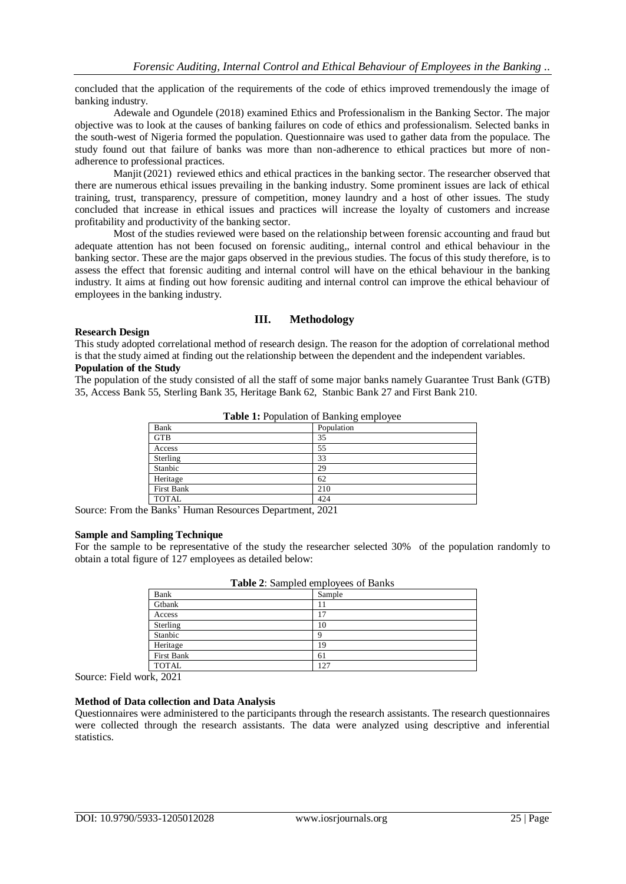concluded that the application of the requirements of the code of ethics improved tremendously the image of banking industry.

Adewale and Ogundele (2018) examined Ethics and Professionalism in the Banking Sector. The major objective was to look at the causes of banking failures on code of ethics and professionalism. Selected banks in the south-west of Nigeria formed the population. Questionnaire was used to gather data from the populace. The study found out that failure of banks was more than non-adherence to ethical practices but more of non-adherence to professional practices.

Manjit (2021) reviewed ethics and ethical practices in the banking sector. The researcher observed that there are numerous ethical issues prevailing in the banking industry. Some prominent issues are lack of ethical training, trust, transparency, pressure of competition, money laundry and a host of other issues. The study concluded that increase in ethical issues and practices will increase the loyalty of customers and increase profitability and productivity of the banking sector.

Most of the studies reviewed were based on the relationship between forensic accounting and fraud but adequate attention has not been focused on forensic auditing,, internal control and ethical behaviour in the banking sector. These are the major gaps observed in the previous studies. The focus of this study therefore, is to assess the effect that forensic auditing and internal control will have on the ethical behaviour in the banking industry. It aims at finding out how forensic auditing and internal control can improve the ethical behaviour of employees in the banking industry.

## III. Methodology

**Research Design**

This study adopted correlational method of research design. The reason for the adoption of correlational method is that the study aimed at finding out the relationship between the dependent and the independent variables.

**Population of the Study**

The population of the study consisted of all the staff of some major banks namely Guarantee Trust Bank (GTB) 35, Access Bank 55, Sterling Bank 35, Heritage Bank 62, Stanbic Bank 27 and First Bank 210.

**Table 1:** Population of Banking employee

| Bank | Population |
|---|---|
| GTB | 35 |
| Access | 55 |
| Sterling | 33 |
| Stanbic | 29 |
| Heritage | 62 |
| First Bank | 210 |
| TOTAL | 424 |

Source: From the Banks' Human Resources Department, 2021

**Sample and Sampling Technique**

For the sample to be representative of the study the researcher selected 30% of the population randomly to obtain a total figure of 127 employees as detailed below:

**Table 2**: Sampled employees of Banks

| Bank | Sample |
|---|---|
| Gtbank | 11 |
| Access | 17 |
| Sterling | 10 |
| Stanbic | 9 |
| Heritage | 19 |
| First Bank | 61 |
| TOTAL | 127 |

Source: Field work, 2021

**Method of Data collection and Data Analysis**

Questionnaires were administered to the participants through the research assistants. The research questionnaires were collected through the research assistants. The data were analyzed using descriptive and inferential statistics.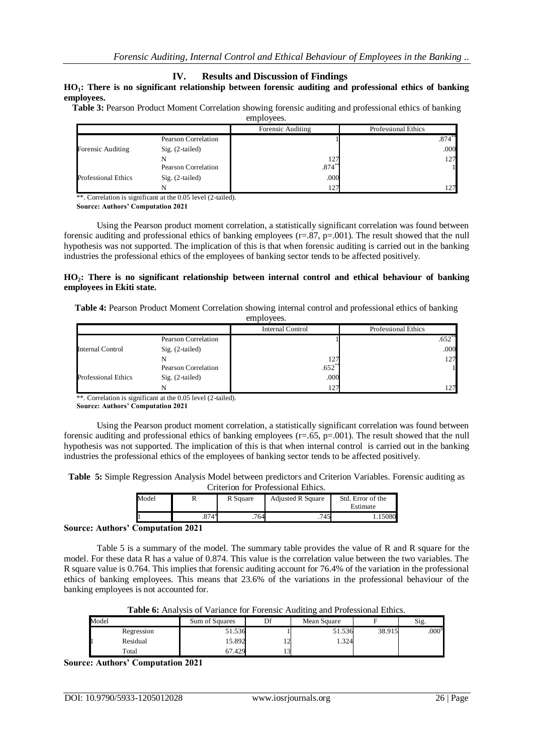## IV. Results and Discussion of Findings

**$HO_1$: There is no significant relationship between forensic auditing and professional ethics of banking employees.**

**Table 3:** Pearson Product Moment Correlation showing forensic auditing and professional ethics of banking employees.

| | | Forensic Auditing | Professional Ethics |
|---|---|---|---|
| Forensic Auditing | Pearson Correlation | 1 | .874** |
| | Sig. (2-tailed) | | .000 |
| | N | 127 | 127 |
| Professional Ethics | Pearson Correlation | .874** | 1 |
| | Sig. (2-tailed) | .000 | |
| | N | 127 | 127 |

**. Correlation is significant at the 0.05 level (2-tailed).

**Source: Authors' Computation 2021**

Using the Pearson product moment correlation, a statistically significant correlation was found between forensic auditing and professional ethics of banking employees ($r=.87$, $p=.001$). The result showed that the null hypothesis was not supported. The implication of this is that when forensic auditing is carried out in the banking industries the professional ethics of the employees of banking sector tends to be affected positively.

**$HO_2$: There is no significant relationship between internal control and ethical behaviour of banking employees in Ekiti state.**

**Table 4:** Pearson Product Moment Correlation showing internal control and professional ethics of banking employees.

| | | Internal Control | Professional Ethics |
|---|---|---|---|
| Internal Control | Pearson Correlation | 1 | .652** |
| | Sig. (2-tailed) | | .000 |
| | N | 127 | 127 |
| Professional Ethics | Pearson Correlation | .652** | 1 |
| | Sig. (2-tailed) | .000 | |
| | N | 127 | 127 |

**. Correlation is significant at the 0.05 level (2-tailed).

**Source: Authors' Computation 2021**

Using the Pearson product moment correlation, a statistically significant correlation was found between forensic auditing and professional ethics of banking employees ($r=.65$, $p=.001$). The result showed that the null hypothesis was not supported. The implication of this is that when internal control is carried out in the banking industries the professional ethics of the employees of banking sector tends to be affected positively.

**Table 5:** Simple Regression Analysis Model between predictors and Criterion Variables. Forensic auditing as Criterion for Professional Ethics.

| Model | R | R Square | Adjusted R Square | Std. Error of the Estimate |
|---|---|---|---|---|
| 1 | .874a | .764 | .745 | 1.15080 |

**Source: Authors' Computation 2021**

Table 5 is a summary of the model. The summary table provides the value of R and R square for the model. For these data R has a value of 0.874. This value is the correlation value between the two variables. The R square value is 0.764. This implies that forensic auditing account for 76.4% of the variation in the professional ethics of banking employees. This means that 23.6% of the variations in the professional behaviour of the banking employees is not accounted for.

**Table 6:** Analysis of Variance for Forensic Auditing and Professional Ethics.

| Model | | Sum of Squares | Df | Mean Square | F | Sig. |
|---|---|---|---|---|---|---|
| 1 | Regression | 51.536 | 1 | 51.536 | 38.915 | .000b |
| | Residual | 15.892 | 12 | 1.324 | | |
| | Total | 67.429 | 13 | | | |

**Source: Authors' Computation 2021**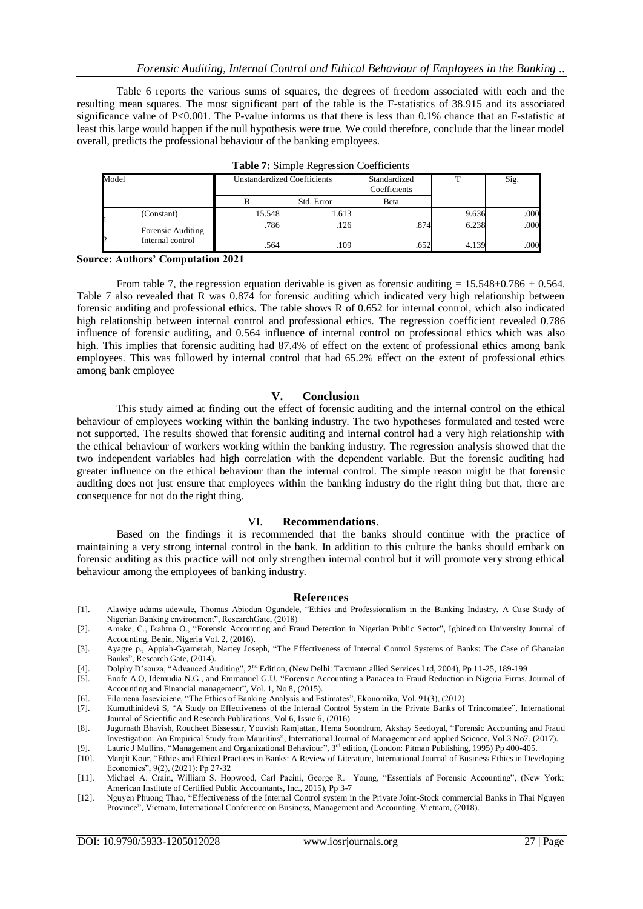Table 6 reports the various sums of squares, the degrees of freedom associated with each and the resulting mean squares. The most significant part of the table is the F-statistics of 38.915 and its associated significance value of P<0.001. The P-value informs us that there is less than 0.1% chance that an F-statistic at least this large would happen if the null hypothesis were true. We could therefore, conclude that the linear model overall, predicts the professional behaviour of the banking employees.

**Table 7:** Simple Regression Coefficients

| Model | | Unstandardized Coefficients | | Standardized Coefficients | T | Sig. |
|---|---|---|---|---|---|---|
| | | B | Std. Error | Beta | | |
| 1 | (Constant) | 15.548 | 1.613 | | 9.636 | .000 |
| | Forensic Auditing | .786 | .126 | .874 | 6.238 | .000 |
| 2 | Internal control | .564 | .109 | .652 | 4.139 | .000 |

**Source: Authors' Computation 2021**

From table 7, the regression equation derivable is given as forensic auditing = 15.548+0.786 + 0.564. Table 7 also revealed that R was 0.874 for forensic auditing which indicated very high relationship between forensic auditing and professional ethics. The table shows R of 0.652 for internal control, which also indicated high relationship between internal control and professional ethics. The regression coefficient revealed 0.786 influence of forensic auditing, and 0.564 influence of internal control on professional ethics which was also high. This implies that forensic auditing had 87.4% of effect on the extent of professional ethics among bank employees. This was followed by internal control that had 65.2% effect on the extent of professional ethics among bank employee

## V. Conclusion

This study aimed at finding out the effect of forensic auditing and the internal control on the ethical behaviour of employees working within the banking industry. The two hypotheses formulated and tested were not supported. The results showed that forensic auditing and internal control had a very high relationship with the ethical behaviour of workers working within the banking industry. The regression analysis showed that the two independent variables had high correlation with the dependent variable. But the forensic auditing had greater influence on the ethical behaviour than the internal control. The simple reason might be that forensic auditing does not just ensure that employees within the banking industry do the right thing but that, there are consequence for not do the right thing.

## VI. Recommendations.

Based on the findings it is recommended that the banks should continue with the practice of maintaining a very strong internal control in the bank. In addition to this culture the banks should embark on forensic auditing as this practice will not only strengthen internal control but it will promote very strong ethical behaviour among the employees of banking industry.

## References

[1]. Alawiye adams adewale, Thomas Abiodun Ogundele, "Ethics and Professionalism in the Banking Industry, A Case Study of Nigerian Banking environment", ResearchGate, (2018)

[2]. Amake, C., Ikahtua O., "Forensic Accounting and Fraud Detection in Nigerian Public Sector", Igbinedion University Journal of Accounting, Benin, Nigeria Vol. 2, (2016).

[3]. Ayagre p., Appiah-Gyamerah, Nartey Joseph, "The Effectiveness of Internal Control Systems of Banks: The Case of Ghanaian Banks", Research Gate, (2014).

[4]. Dolphy D'souza, "Advanced Auditing", 2nd Edition, (New Delhi: Taxmann allied Services Ltd, 2004), Pp 11-25, 189-199

[5]. Enofe A.O, Idemudia N.G., and Emmanuel G.U, "Forensic Accounting a Panacea to Fraud Reduction in Nigeria Firms, Journal of Accounting and Financial management", Vol. 1, No 8, (2015).

[6]. Filomena Jaseviciene, "The Ethics of Banking Analysis and Estimates", Ekonomika, Vol. 91(3), (2012)

[7]. Kumuthinidevi S, "A Study on Effectiveness of the Internal Control System in the Private Banks of Trincomalee", International Journal of Scientific and Research Publications, Vol 6, Issue 6, (2016).

[8]. Jugurnath Bhavish, Roucheet Bissessur, Youvish Ramjattan, Hema Soondrum, Akshay Seedoyal, "Forensic Accounting and Fraud Investigation: An Empirical Study from Mauritius", International Journal of Management and applied Science, Vol.3 No7, (2017).

[9]. Laurie J Mullins, "Management and Organizational Behaviour", 3rd edition, (London: Pitman Publishing, 1995) Pp 400-405.

[10]. Manjit Kour, "Ethics and Ethical Practices in Banks: A Review of Literature, International Journal of Business Ethics in Developing Economies", 9(2), (2021): Pp 27-32

[11]. Michael A. Crain, William S. Hopwood, Carl Pacini, George R. Young, "Essentials of Forensic Accounting", (New York: American Institute of Certified Public Accountants, Inc., 2015), Pp 3-7

[12]. Nguyen Phuong Thao, "Effectiveness of the Internal Control system in the Private Joint-Stock commercial Banks in Thai Nguyen Province", Vietnam, International Conference on Business, Management and Accounting, Vietnam, (2018).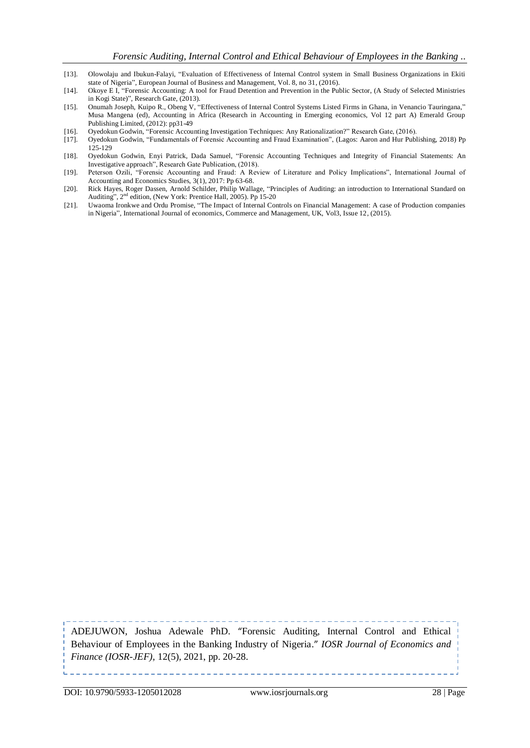[13]. Olowolaju and Ibukun-Falayi, "Evaluation of Effectiveness of Internal Control system in Small Business Organizations in Ekiti state of Nigeria", European Journal of Business and Management, Vol. 8, no 31, (2016).

[14]. Okoye E I, "Forensic Accounting: A tool for Fraud Detention and Prevention in the Public Sector, (A Study of Selected Ministries in Kogi State)", Research Gate, (2013).

[15]. Onumah Joseph, Kuipo R., Obeng V, "Effectiveness of Internal Control Systems Listed Firms in Ghana, in Venancio Tauringana," Musa Mangena (ed), Accounting in Africa (Research in Accounting in Emerging economics, Vol 12 part A) Emerald Group Publishing Limited, (2012): pp31-49

[16]. Oyedokun Godwin, "Forensic Accounting Investigation Techniques: Any Rationalization?" Research Gate, (2016).

[17]. Oyedokun Godwin, "Fundamentals of Forensic Accounting and Fraud Examination", (Lagos: Aaron and Hur Publishing, 2018) Pp 125-129

[18]. Oyedokun Godwin, Enyi Patrick, Dada Samuel, "Forensic Accounting Techniques and Integrity of Financial Statements: An Investigative approach", Research Gate Publication, (2018).

[19]. Peterson Ozili, "Forensic Accounting and Fraud: A Review of Literature and Policy Implications", International Journal of Accounting and Economics Studies, 3(1), 2017: Pp 63-68.

[20]. Rick Hayes, Roger Dassen, Arnold Schilder, Philip Wallage, "Principles of Auditing: an introduction to International Standard on Auditing", 2nd edition, (New York: Prentice Hall, 2005). Pp 15-20

[21]. Uwaoma Ironkwe and Ordu Promise, "The Impact of Internal Controls on Financial Management: A case of Production companies in Nigeria", International Journal of economics, Commerce and Management, UK, Vol3, Issue 12, (2015).

ADEJUWON, Joshua Adewale PhD. "Forensic Auditing, Internal Control and Ethical Behaviour of Employees in the Banking Industry of Nigeria." *IOSR Journal of Economics and Finance (IOSR-JEF)*, 12(5), 2021, pp. 20-28.